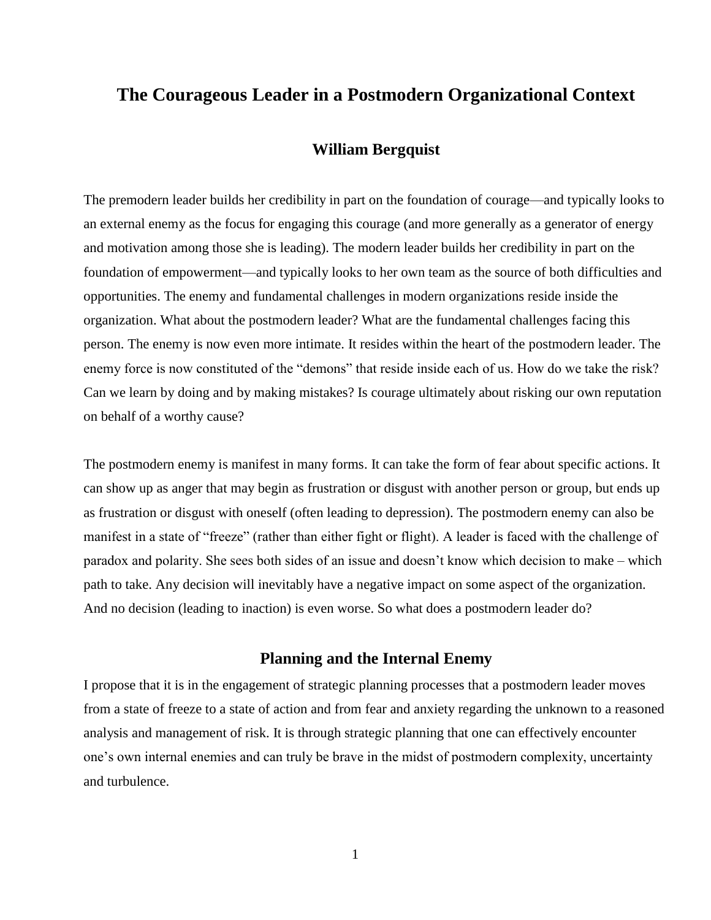# The Courageous Leader in a Postmodern Organizational Context

### William Bergquist

The premodern leader builds her credibility in part on the foundation of courage—and typically looks to an external enemy as the focus for engaging this courage (and more generally as a generator of energy and motivation among those she is leading). The modern leader builds her credibility in part on the foundation of empowerment—and typically looks to her own team as the source of both difficulties and opportunities. The enemy and fundamental challenges in modern organizations reside inside the organization. What about the postmodern leader? What are the fundamental challenges facing this person. The enemy is now even more intimate. It resides within the heart of the postmodern leader. The enemy force is now constituted of the "demons" that reside inside each of us. How do we take the risk? Can we learn by doing and by making mistakes? Is courage ultimately about risking our own reputation on behalf of a worthy cause?

The postmodern enemy is manifest in many forms. It can take the form of fear about specific actions. It can show up as anger that may begin as frustration or disgust with another person or group, but ends up as frustration or disgust with oneself (often leading to depression). The postmodern enemy can also be manifest in a state of "freeze" (rather than either fight or flight). A leader is faced with the challenge of paradox and polarity. She sees both sides of an issue and doesn't know which decision to make – which path to take. Any decision will inevitably have a negative impact on some aspect of the organization. And no decision (leading to inaction) is even worse. So what does a postmodern leader do?

## Planning and the Internal Enemy

I propose that it is in the engagement of strategic planning processes that a postmodern leader moves from a state of freeze to a state of action and from fear and anxiety regarding the unknown to a reasoned analysis and management of risk. It is through strategic planning that one can effectively encounter one's own internal enemies and can truly be brave in the midst of postmodern complexity, uncertainty and turbulence.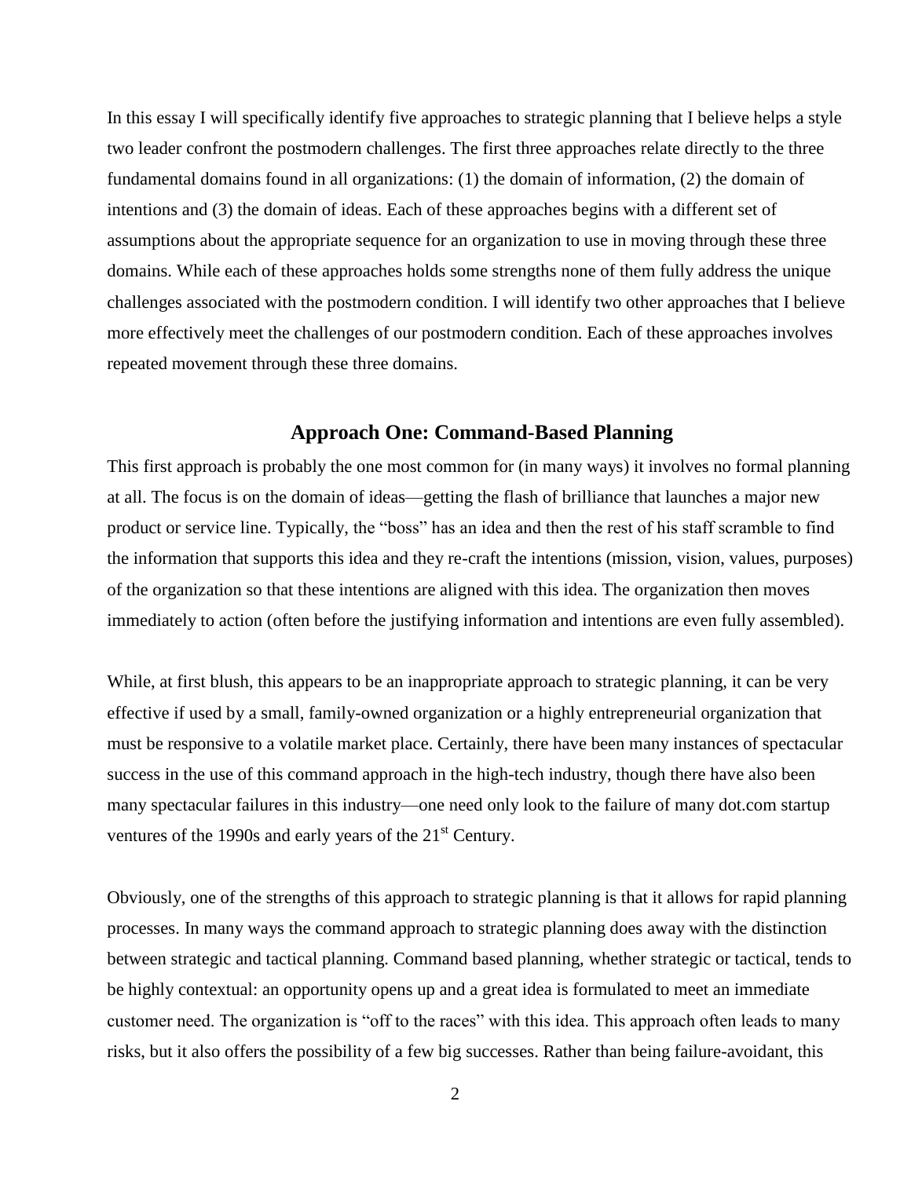In this essay I will specifically identify five approaches to strategic planning that I believe helps a style two leader confront the postmodern challenges. The first three approaches relate directly to the three fundamental domains found in all organizations: (1) the domain of information, (2) the domain of intentions and (3) the domain of ideas. Each of these approaches begins with a different set of assumptions about the appropriate sequence for an organization to use in moving through these three domains. While each of these approaches holds some strengths none of them fully address the unique challenges associated with the postmodern condition. I will identify two other approaches that I believe more effectively meet the challenges of our postmodern condition. Each of these approaches involves repeated movement through these three domains.

## Approach One: Command-Based Planning

This first approach is probably the one most common for (in many ways) it involves no formal planning at all. The focus is on the domain of ideas—getting the flash of brilliance that launches a major new product or service line. Typically, the "boss" has an idea and then the rest of his staff scramble to find the information that supports this idea and they re-craft the intentions (mission, vision, values, purposes) of the organization so that these intentions are aligned with this idea. The organization then moves immediately to action (often before the justifying information and intentions are even fully assembled).

While, at first blush, this appears to be an inappropriate approach to strategic planning, it can be very effective if used by a small, family-owned organization or a highly entrepreneurial organization that must be responsive to a volatile market place. Certainly, there have been many instances of spectacular success in the use of this command approach in the high-tech industry, though there have also been many spectacular failures in this industry—one need only look to the failure of many dot.com startup ventures of the 1990s and early years of the 21st Century.

Obviously, one of the strengths of this approach to strategic planning is that it allows for rapid planning processes. In many ways the command approach to strategic planning does away with the distinction between strategic and tactical planning. Command based planning, whether strategic or tactical, tends to be highly contextual: an opportunity opens up and a great idea is formulated to meet an immediate customer need. The organization is "off to the races" with this idea. This approach often leads to many risks, but it also offers the possibility of a few big successes. Rather than being failure-avoidant, this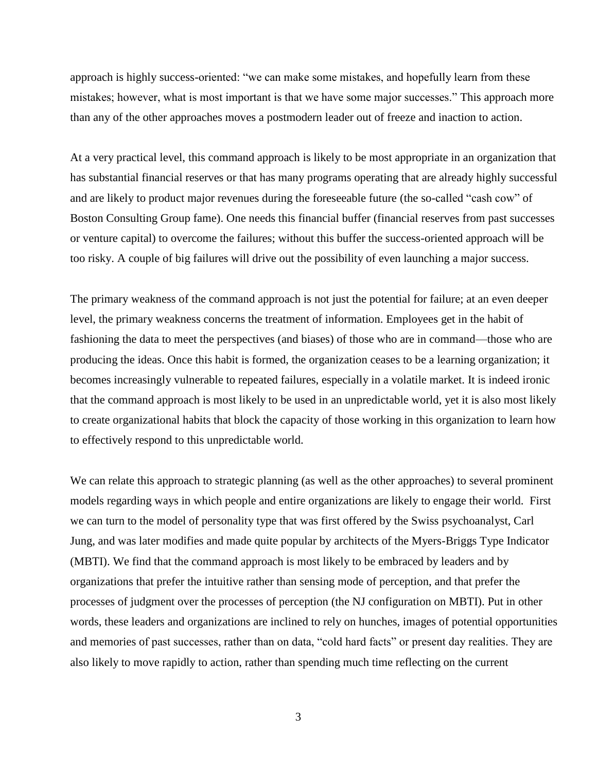approach is highly success-oriented: "we can make some mistakes, and hopefully learn from these mistakes; however, what is most important is that we have some major successes." This approach more than any of the other approaches moves a postmodern leader out of freeze and inaction to action.

At a very practical level, this command approach is likely to be most appropriate in an organization that has substantial financial reserves or that has many programs operating that are already highly successful and are likely to product major revenues during the foreseeable future (the so-called "cash cow" of Boston Consulting Group fame). One needs this financial buffer (financial reserves from past successes or venture capital) to overcome the failures; without this buffer the success-oriented approach will be too risky. A couple of big failures will drive out the possibility of even launching a major success.

The primary weakness of the command approach is not just the potential for failure; at an even deeper level, the primary weakness concerns the treatment of information. Employees get in the habit of fashioning the data to meet the perspectives (and biases) of those who are in command—those who are producing the ideas. Once this habit is formed, the organization ceases to be a learning organization; it becomes increasingly vulnerable to repeated failures, especially in a volatile market. It is indeed ironic that the command approach is most likely to be used in an unpredictable world, yet it is also most likely to create organizational habits that block the capacity of those working in this organization to learn how to effectively respond to this unpredictable world.

We can relate this approach to strategic planning (as well as the other approaches) to several prominent models regarding ways in which people and entire organizations are likely to engage their world. First we can turn to the model of personality type that was first offered by the Swiss psychoanalyst, Carl Jung, and was later modifies and made quite popular by architects of the Myers-Briggs Type Indicator (MBTI). We find that the command approach is most likely to be embraced by leaders and by organizations that prefer the intuitive rather than sensing mode of perception, and that prefer the processes of judgment over the processes of perception (the NJ configuration on MBTI). Put in other words, these leaders and organizations are inclined to rely on hunches, images of potential opportunities and memories of past successes, rather than on data, "cold hard facts" or present day realities. They are also likely to move rapidly to action, rather than spending much time reflecting on the current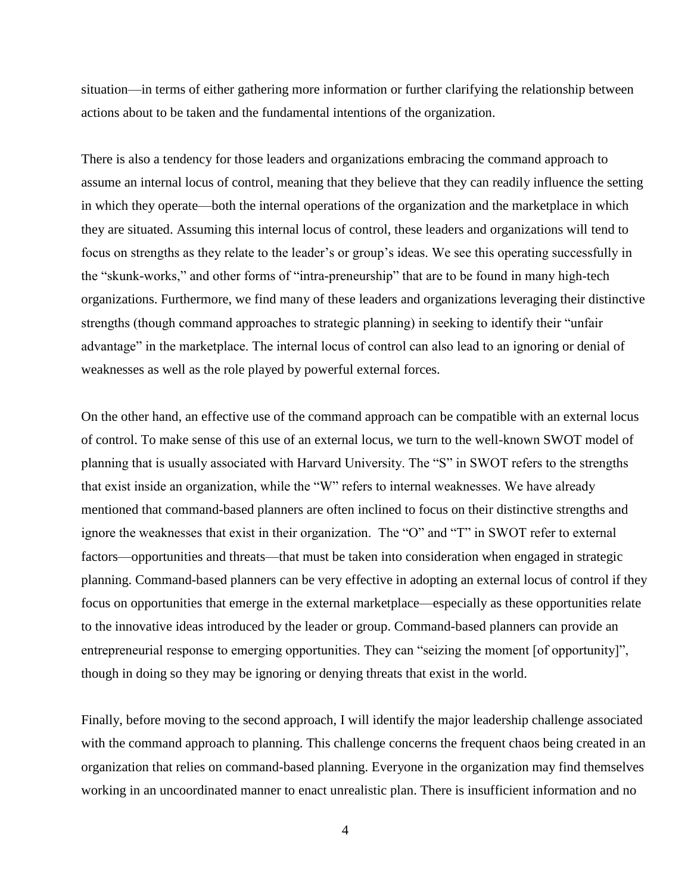situation—in terms of either gathering more information or further clarifying the relationship between actions about to be taken and the fundamental intentions of the organization.

There is also a tendency for those leaders and organizations embracing the command approach to assume an internal locus of control, meaning that they believe that they can readily influence the setting in which they operate—both the internal operations of the organization and the marketplace in which they are situated. Assuming this internal locus of control, these leaders and organizations will tend to focus on strengths as they relate to the leader's or group's ideas. We see this operating successfully in the "skunk-works," and other forms of "intra-preneurship" that are to be found in many high-tech organizations. Furthermore, we find many of these leaders and organizations leveraging their distinctive strengths (though command approaches to strategic planning) in seeking to identify their "unfair advantage" in the marketplace. The internal locus of control can also lead to an ignoring or denial of weaknesses as well as the role played by powerful external forces.

On the other hand, an effective use of the command approach can be compatible with an external locus of control. To make sense of this use of an external locus, we turn to the well-known SWOT model of planning that is usually associated with Harvard University. The "S" in SWOT refers to the strengths that exist inside an organization, while the "W" refers to internal weaknesses. We have already mentioned that command-based planners are often inclined to focus on their distinctive strengths and ignore the weaknesses that exist in their organization. The "O" and "T" in SWOT refer to external factors—opportunities and threats—that must be taken into consideration when engaged in strategic planning. Command-based planners can be very effective in adopting an external locus of control if they focus on opportunities that emerge in the external marketplace—especially as these opportunities relate to the innovative ideas introduced by the leader or group. Command-based planners can provide an entrepreneurial response to emerging opportunities. They can "seizing the moment [of opportunity]", though in doing so they may be ignoring or denying threats that exist in the world.

Finally, before moving to the second approach, I will identify the major leadership challenge associated with the command approach to planning. This challenge concerns the frequent chaos being created in an organization that relies on command-based planning. Everyone in the organization may find themselves working in an uncoordinated manner to enact unrealistic plan. There is insufficient information and no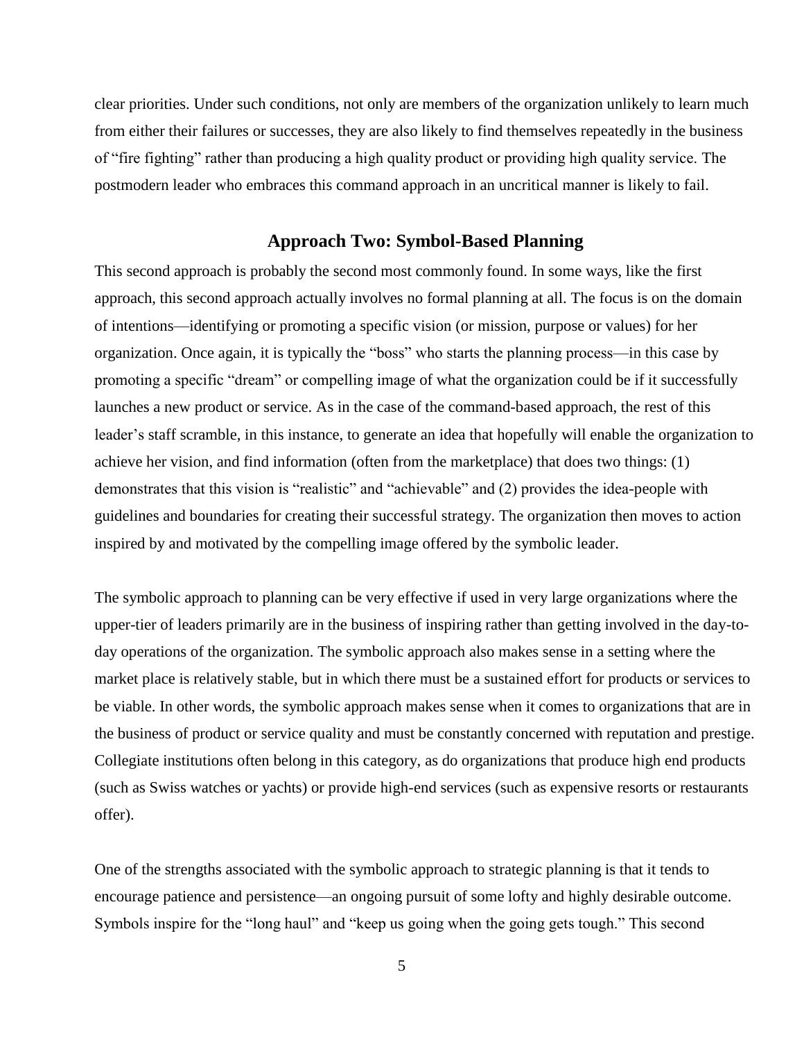clear priorities. Under such conditions, not only are members of the organization unlikely to learn much from either their failures or successes, they are also likely to find themselves repeatedly in the business of "fire fighting" rather than producing a high quality product or providing high quality service. The postmodern leader who embraces this command approach in an uncritical manner is likely to fail.

## Approach Two: Symbol-Based Planning

This second approach is probably the second most commonly found. In some ways, like the first approach, this second approach actually involves no formal planning at all. The focus is on the domain of intentions—identifying or promoting a specific vision (or mission, purpose or values) for her organization. Once again, it is typically the "boss" who starts the planning process—in this case by promoting a specific "dream" or compelling image of what the organization could be if it successfully launches a new product or service. As in the case of the command-based approach, the rest of this leader's staff scramble, in this instance, to generate an idea that hopefully will enable the organization to achieve her vision, and find information (often from the marketplace) that does two things: (1) demonstrates that this vision is "realistic" and "achievable" and (2) provides the idea-people with guidelines and boundaries for creating their successful strategy. The organization then moves to action inspired by and motivated by the compelling image offered by the symbolic leader.

The symbolic approach to planning can be very effective if used in very large organizations where the upper-tier of leaders primarily are in the business of inspiring rather than getting involved in the day-to-day operations of the organization. The symbolic approach also makes sense in a setting where the market place is relatively stable, but in which there must be a sustained effort for products or services to be viable. In other words, the symbolic approach makes sense when it comes to organizations that are in the business of product or service quality and must be constantly concerned with reputation and prestige. Collegiate institutions often belong in this category, as do organizations that produce high end products (such as Swiss watches or yachts) or provide high-end services (such as expensive resorts or restaurants offer).

One of the strengths associated with the symbolic approach to strategic planning is that it tends to encourage patience and persistence—an ongoing pursuit of some lofty and highly desirable outcome. Symbols inspire for the "long haul" and "keep us going when the going gets tough." This second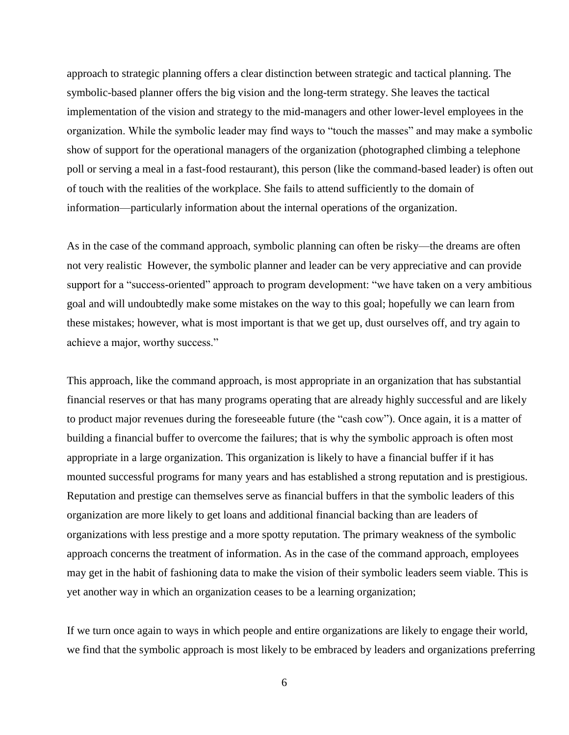approach to strategic planning offers a clear distinction between strategic and tactical planning. The symbolic-based planner offers the big vision and the long-term strategy. She leaves the tactical implementation of the vision and strategy to the mid-managers and other lower-level employees in the organization. While the symbolic leader may find ways to "touch the masses" and may make a symbolic show of support for the operational managers of the organization (photographed climbing a telephone poll or serving a meal in a fast-food restaurant), this person (like the command-based leader) is often out of touch with the realities of the workplace. She fails to attend sufficiently to the domain of information—particularly information about the internal operations of the organization.

As in the case of the command approach, symbolic planning can often be risky—the dreams are often not very realistic  However, the symbolic planner and leader can be very appreciative and can provide support for a "success-oriented" approach to program development: "we have taken on a very ambitious goal and will undoubtedly make some mistakes on the way to this goal; hopefully we can learn from these mistakes; however, what is most important is that we get up, dust ourselves off, and try again to achieve a major, worthy success."

This approach, like the command approach, is most appropriate in an organization that has substantial financial reserves or that has many programs operating that are already highly successful and are likely to product major revenues during the foreseeable future (the "cash cow"). Once again, it is a matter of building a financial buffer to overcome the failures; that is why the symbolic approach is often most appropriate in a large organization. This organization is likely to have a financial buffer if it has mounted successful programs for many years and has established a strong reputation and is prestigious. Reputation and prestige can themselves serve as financial buffers in that the symbolic leaders of this organization are more likely to get loans and additional financial backing than are leaders of organizations with less prestige and a more spotty reputation. The primary weakness of the symbolic approach concerns the treatment of information. As in the case of the command approach, employees may get in the habit of fashioning data to make the vision of their symbolic leaders seem viable. This is yet another way in which an organization ceases to be a learning organization;

If we turn once again to ways in which people and entire organizations are likely to engage their world, we find that the symbolic approach is most likely to be embraced by leaders and organizations preferring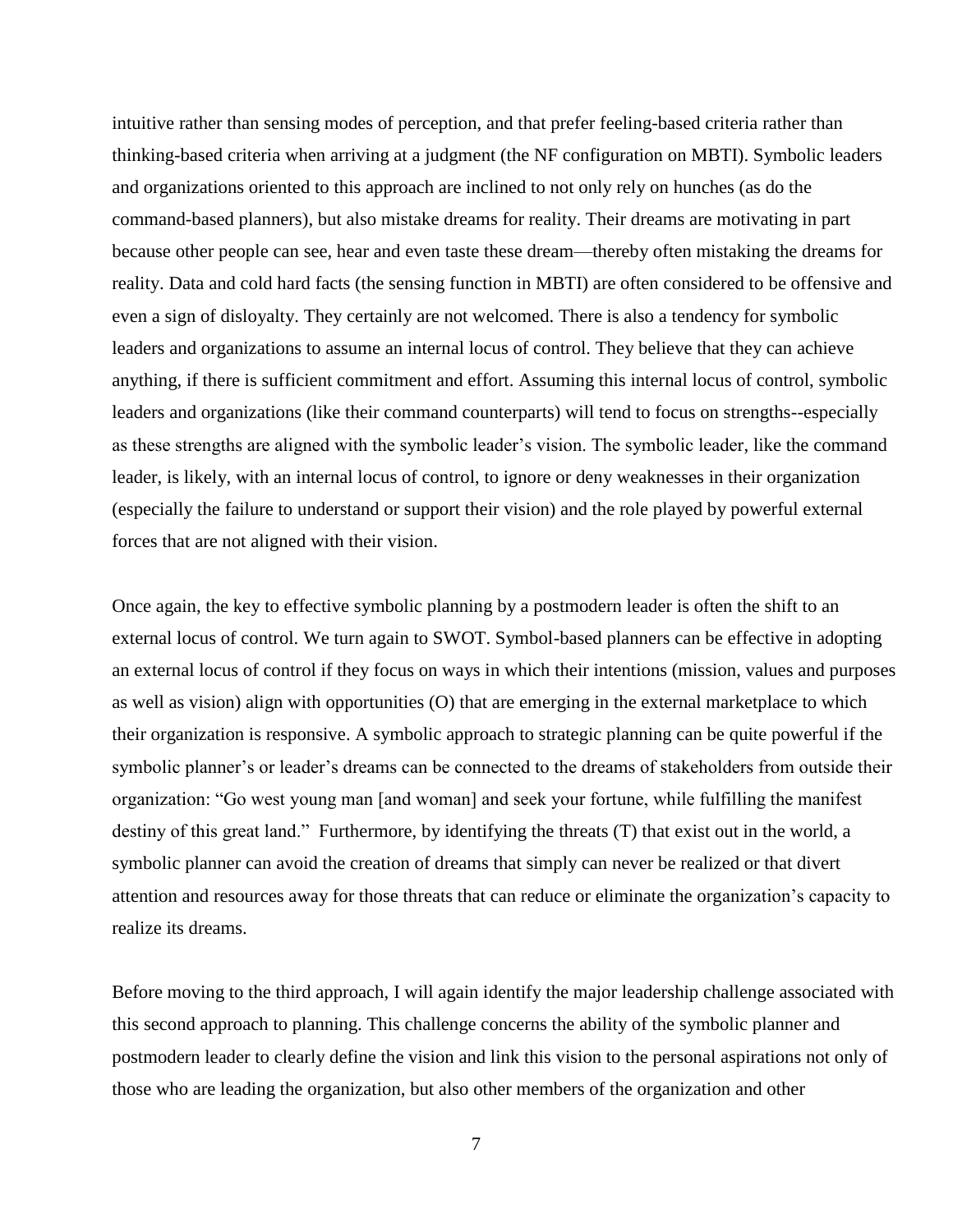intuitive rather than sensing modes of perception, and that prefer feeling-based criteria rather than thinking-based criteria when arriving at a judgment (the NF configuration on MBTI). Symbolic leaders and organizations oriented to this approach are inclined to not only rely on hunches (as do the command-based planners), but also mistake dreams for reality. Their dreams are motivating in part because other people can see, hear and even taste these dream—thereby often mistaking the dreams for reality. Data and cold hard facts (the sensing function in MBTI) are often considered to be offensive and even a sign of disloyalty. They certainly are not welcomed. There is also a tendency for symbolic leaders and organizations to assume an internal locus of control. They believe that they can achieve anything, if there is sufficient commitment and effort. Assuming this internal locus of control, symbolic leaders and organizations (like their command counterparts) will tend to focus on strengths--especially as these strengths are aligned with the symbolic leader's vision. The symbolic leader, like the command leader, is likely, with an internal locus of control, to ignore or deny weaknesses in their organization (especially the failure to understand or support their vision) and the role played by powerful external forces that are not aligned with their vision.

Once again, the key to effective symbolic planning by a postmodern leader is often the shift to an external locus of control. We turn again to SWOT. Symbol-based planners can be effective in adopting an external locus of control if they focus on ways in which their intentions (mission, values and purposes as well as vision) align with opportunities (O) that are emerging in the external marketplace to which their organization is responsive. A symbolic approach to strategic planning can be quite powerful if the symbolic planner's or leader's dreams can be connected to the dreams of stakeholders from outside their organization: "Go west young man [and woman] and seek your fortune, while fulfilling the manifest destiny of this great land." Furthermore, by identifying the threats (T) that exist out in the world, a symbolic planner can avoid the creation of dreams that simply can never be realized or that divert attention and resources away for those threats that can reduce or eliminate the organization's capacity to realize its dreams.

Before moving to the third approach, I will again identify the major leadership challenge associated with this second approach to planning. This challenge concerns the ability of the symbolic planner and postmodern leader to clearly define the vision and link this vision to the personal aspirations not only of those who are leading the organization, but also other members of the organization and other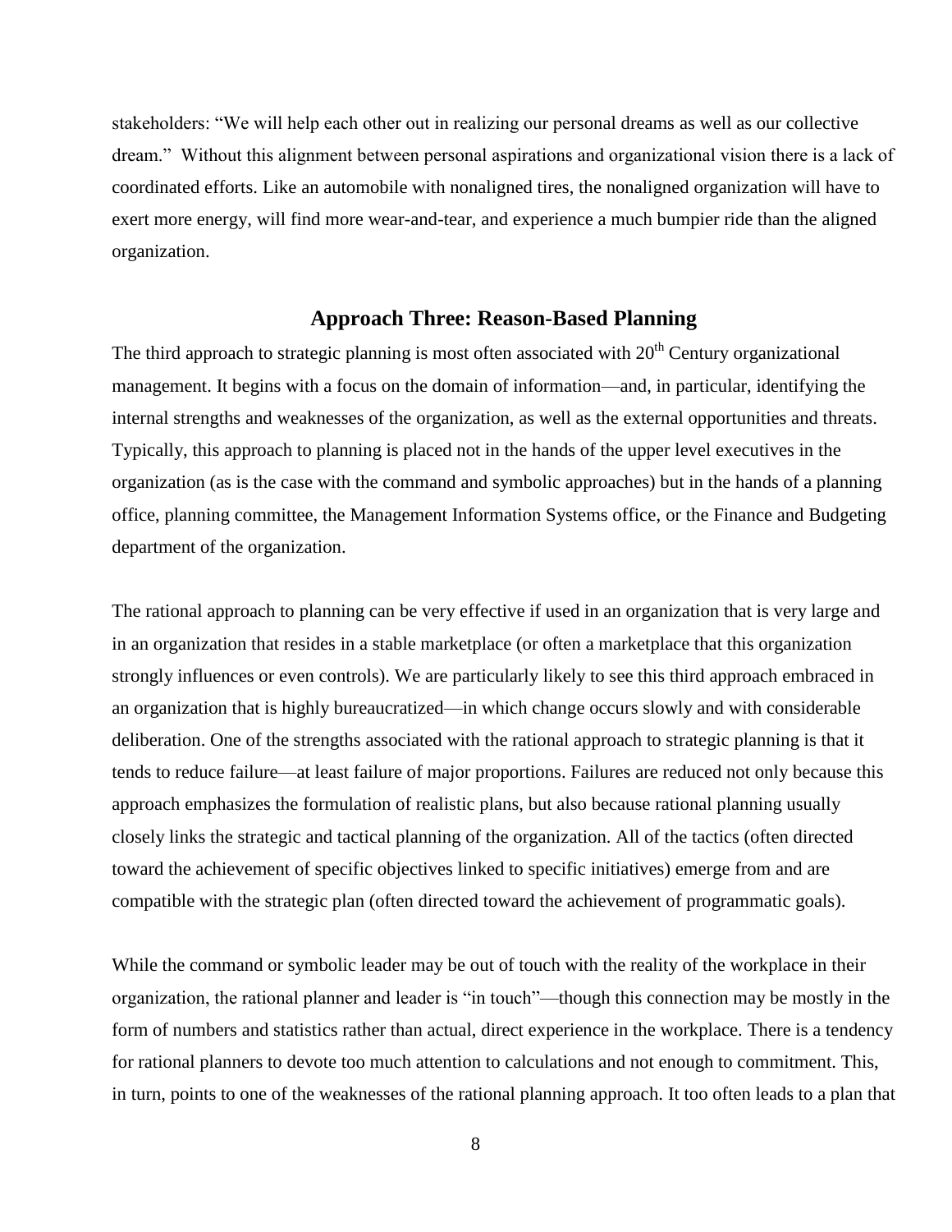stakeholders: "We will help each other out in realizing our personal dreams as well as our collective dream." Without this alignment between personal aspirations and organizational vision there is a lack of coordinated efforts. Like an automobile with nonaligned tires, the nonaligned organization will have to exert more energy, will find more wear-and-tear, and experience a much bumpier ride than the aligned organization.

## Approach Three: Reason-Based Planning

The third approach to strategic planning is most often associated with 20th Century organizational management. It begins with a focus on the domain of information—and, in particular, identifying the internal strengths and weaknesses of the organization, as well as the external opportunities and threats. Typically, this approach to planning is placed not in the hands of the upper level executives in the organization (as is the case with the command and symbolic approaches) but in the hands of a planning office, planning committee, the Management Information Systems office, or the Finance and Budgeting department of the organization.

The rational approach to planning can be very effective if used in an organization that is very large and in an organization that resides in a stable marketplace (or often a marketplace that this organization strongly influences or even controls). We are particularly likely to see this third approach embraced in an organization that is highly bureaucratized—in which change occurs slowly and with considerable deliberation. One of the strengths associated with the rational approach to strategic planning is that it tends to reduce failure—at least failure of major proportions. Failures are reduced not only because this approach emphasizes the formulation of realistic plans, but also because rational planning usually closely links the strategic and tactical planning of the organization. All of the tactics (often directed toward the achievement of specific objectives linked to specific initiatives) emerge from and are compatible with the strategic plan (often directed toward the achievement of programmatic goals).

While the command or symbolic leader may be out of touch with the reality of the workplace in their organization, the rational planner and leader is "in touch"—though this connection may be mostly in the form of numbers and statistics rather than actual, direct experience in the workplace. There is a tendency for rational planners to devote too much attention to calculations and not enough to commitment. This, in turn, points to one of the weaknesses of the rational planning approach. It too often leads to a plan that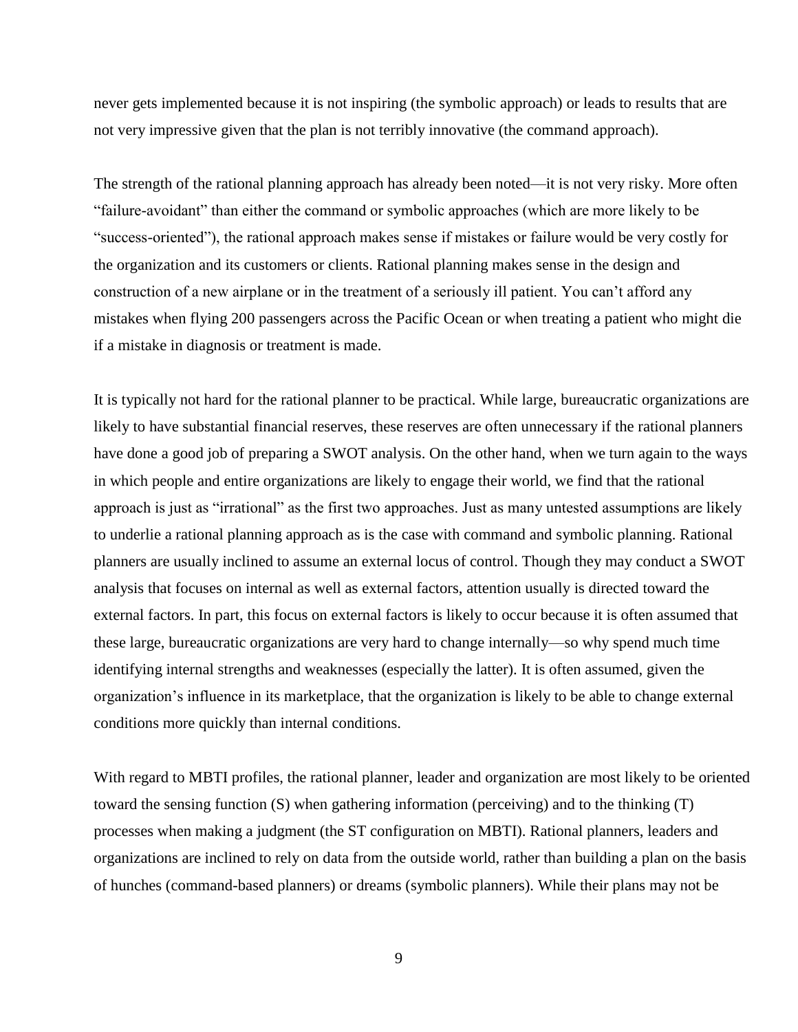never gets implemented because it is not inspiring (the symbolic approach) or leads to results that are not very impressive given that the plan is not terribly innovative (the command approach).

The strength of the rational planning approach has already been noted—it is not very risky. More often "failure-avoidant" than either the command or symbolic approaches (which are more likely to be "success-oriented"), the rational approach makes sense if mistakes or failure would be very costly for the organization and its customers or clients. Rational planning makes sense in the design and construction of a new airplane or in the treatment of a seriously ill patient. You can't afford any mistakes when flying 200 passengers across the Pacific Ocean or when treating a patient who might die if a mistake in diagnosis or treatment is made.

It is typically not hard for the rational planner to be practical. While large, bureaucratic organizations are likely to have substantial financial reserves, these reserves are often unnecessary if the rational planners have done a good job of preparing a SWOT analysis. On the other hand, when we turn again to the ways in which people and entire organizations are likely to engage their world, we find that the rational approach is just as "irrational" as the first two approaches. Just as many untested assumptions are likely to underlie a rational planning approach as is the case with command and symbolic planning. Rational planners are usually inclined to assume an external locus of control. Though they may conduct a SWOT analysis that focuses on internal as well as external factors, attention usually is directed toward the external factors. In part, this focus on external factors is likely to occur because it is often assumed that these large, bureaucratic organizations are very hard to change internally—so why spend much time identifying internal strengths and weaknesses (especially the latter). It is often assumed, given the organization's influence in its marketplace, that the organization is likely to be able to change external conditions more quickly than internal conditions.

With regard to MBTI profiles, the rational planner, leader and organization are most likely to be oriented toward the sensing function (S) when gathering information (perceiving) and to the thinking (T) processes when making a judgment (the ST configuration on MBTI). Rational planners, leaders and organizations are inclined to rely on data from the outside world, rather than building a plan on the basis of hunches (command-based planners) or dreams (symbolic planners). While their plans may not be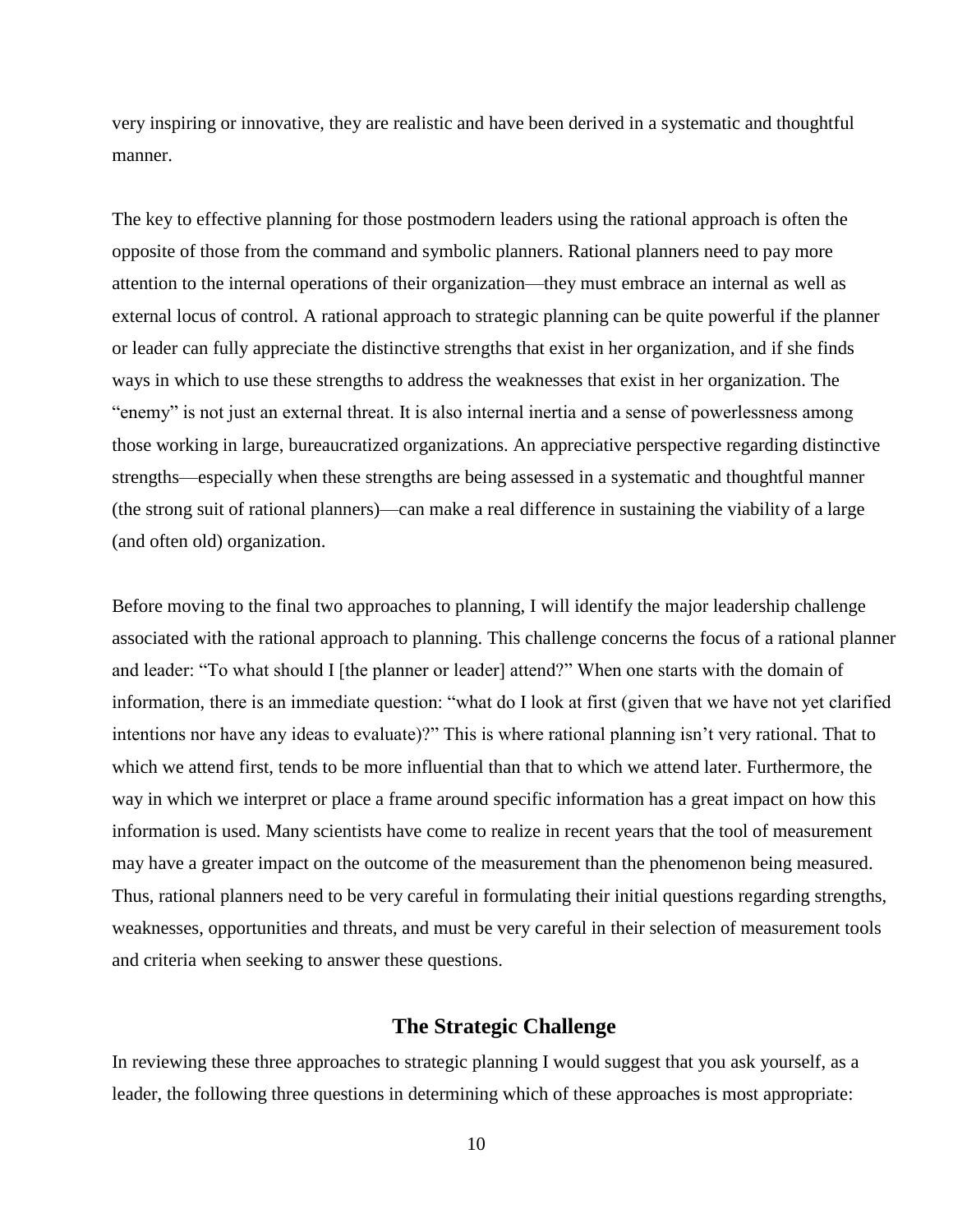very inspiring or innovative, they are realistic and have been derived in a systematic and thoughtful manner.

The key to effective planning for those postmodern leaders using the rational approach is often the opposite of those from the command and symbolic planners. Rational planners need to pay more attention to the internal operations of their organization—they must embrace an internal as well as external locus of control. A rational approach to strategic planning can be quite powerful if the planner or leader can fully appreciate the distinctive strengths that exist in her organization, and if she finds ways in which to use these strengths to address the weaknesses that exist in her organization. The "enemy" is not just an external threat. It is also internal inertia and a sense of powerlessness among those working in large, bureaucratized organizations. An appreciative perspective regarding distinctive strengths—especially when these strengths are being assessed in a systematic and thoughtful manner (the strong suit of rational planners)—can make a real difference in sustaining the viability of a large (and often old) organization.

Before moving to the final two approaches to planning, I will identify the major leadership challenge associated with the rational approach to planning. This challenge concerns the focus of a rational planner and leader: "To what should I [the planner or leader] attend?" When one starts with the domain of information, there is an immediate question: "what do I look at first (given that we have not yet clarified intentions nor have any ideas to evaluate)?" This is where rational planning isn't very rational. That to which we attend first, tends to be more influential than that to which we attend later. Furthermore, the way in which we interpret or place a frame around specific information has a great impact on how this information is used. Many scientists have come to realize in recent years that the tool of measurement may have a greater impact on the outcome of the measurement than the phenomenon being measured. Thus, rational planners need to be very careful in formulating their initial questions regarding strengths, weaknesses, opportunities and threats, and must be very careful in their selection of measurement tools and criteria when seeking to answer these questions.

## The Strategic Challenge

In reviewing these three approaches to strategic planning I would suggest that you ask yourself, as a leader, the following three questions in determining which of these approaches is most appropriate: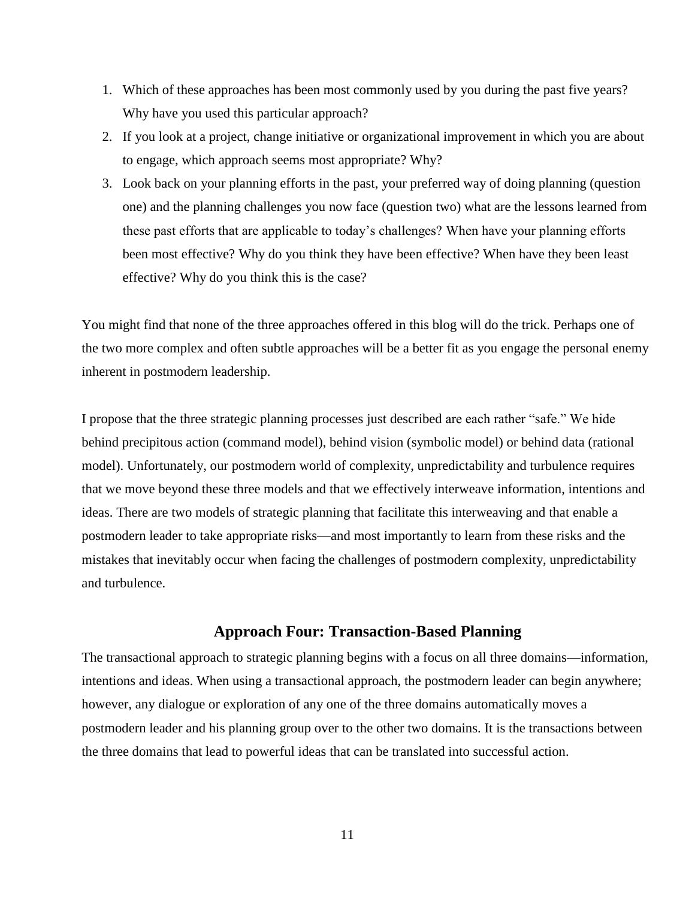1. Which of these approaches has been most commonly used by you during the past five years? Why have you used this particular approach?
2. If you look at a project, change initiative or organizational improvement in which you are about to engage, which approach seems most appropriate? Why?
3. Look back on your planning efforts in the past, your preferred way of doing planning (question one) and the planning challenges you now face (question two) what are the lessons learned from these past efforts that are applicable to today's challenges? When have your planning efforts been most effective? Why do you think they have been effective? When have they been least effective? Why do you think this is the case?

You might find that none of the three approaches offered in this blog will do the trick. Perhaps one of the two more complex and often subtle approaches will be a better fit as you engage the personal enemy inherent in postmodern leadership.

I propose that the three strategic planning processes just described are each rather "safe." We hide behind precipitous action (command model), behind vision (symbolic model) or behind data (rational model). Unfortunately, our postmodern world of complexity, unpredictability and turbulence requires that we move beyond these three models and that we effectively interweave information, intentions and ideas. There are two models of strategic planning that facilitate this interweaving and that enable a postmodern leader to take appropriate risks—and most importantly to learn from these risks and the mistakes that inevitably occur when facing the challenges of postmodern complexity, unpredictability and turbulence.

## Approach Four: Transaction-Based Planning

The transactional approach to strategic planning begins with a focus on all three domains—information, intentions and ideas. When using a transactional approach, the postmodern leader can begin anywhere; however, any dialogue or exploration of any one of the three domains automatically moves a postmodern leader and his planning group over to the other two domains. It is the transactions between the three domains that lead to powerful ideas that can be translated into successful action.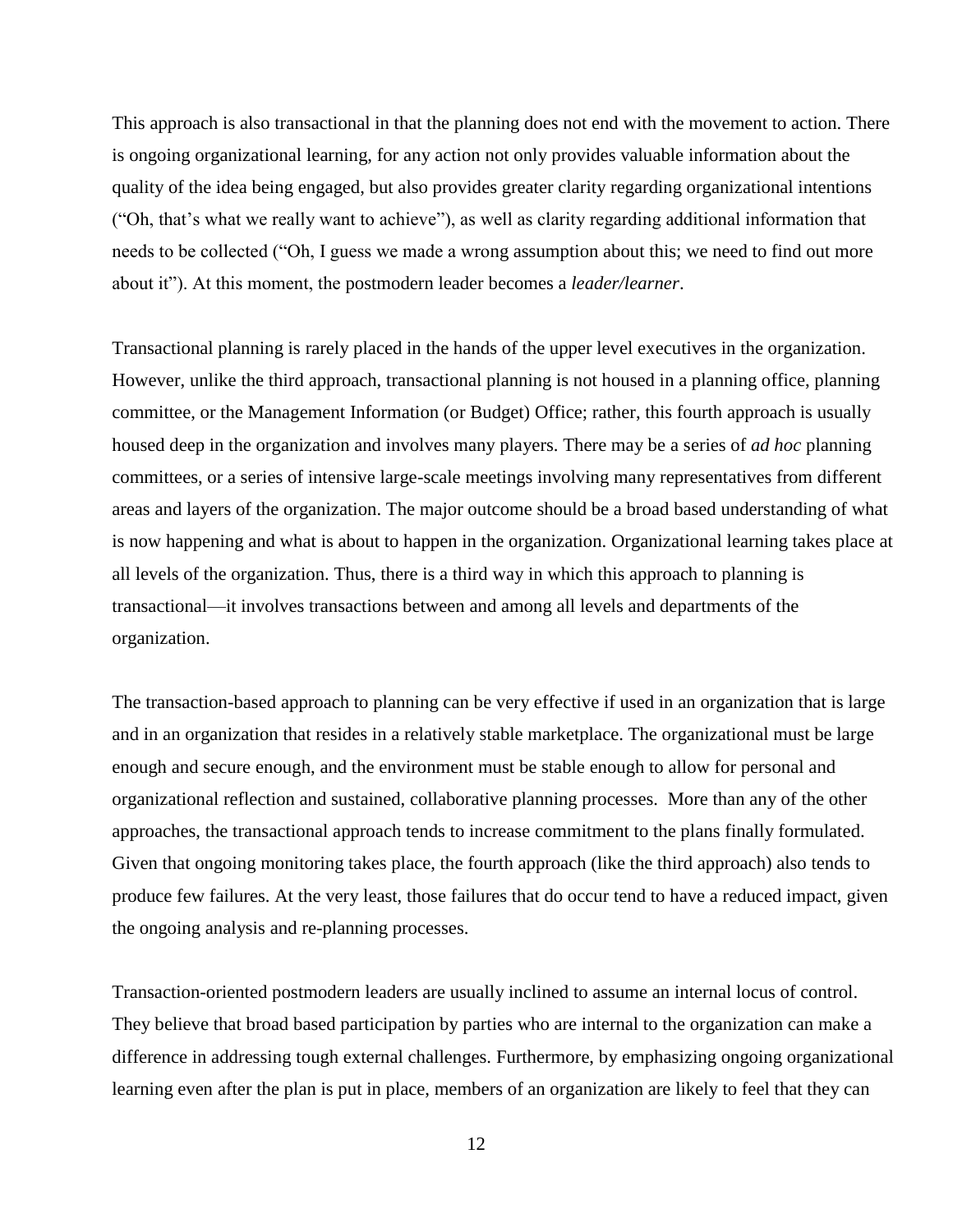This approach is also transactional in that the planning does not end with the movement to action. There is ongoing organizational learning, for any action not only provides valuable information about the quality of the idea being engaged, but also provides greater clarity regarding organizational intentions ("Oh, that's what we really want to achieve"), as well as clarity regarding additional information that needs to be collected ("Oh, I guess we made a wrong assumption about this; we need to find out more about it"). At this moment, the postmodern leader becomes a *leader/learner*.

Transactional planning is rarely placed in the hands of the upper level executives in the organization. However, unlike the third approach, transactional planning is not housed in a planning office, planning committee, or the Management Information (or Budget) Office; rather, this fourth approach is usually housed deep in the organization and involves many players. There may be a series of *ad hoc* planning committees, or a series of intensive large-scale meetings involving many representatives from different areas and layers of the organization. The major outcome should be a broad based understanding of what is now happening and what is about to happen in the organization. Organizational learning takes place at all levels of the organization. Thus, there is a third way in which this approach to planning is transactional—it involves transactions between and among all levels and departments of the organization.

The transaction-based approach to planning can be very effective if used in an organization that is large and in an organization that resides in a relatively stable marketplace. The organizational must be large enough and secure enough, and the environment must be stable enough to allow for personal and organizational reflection and sustained, collaborative planning processes. More than any of the other approaches, the transactional approach tends to increase commitment to the plans finally formulated. Given that ongoing monitoring takes place, the fourth approach (like the third approach) also tends to produce few failures. At the very least, those failures that do occur tend to have a reduced impact, given the ongoing analysis and re-planning processes.

Transaction-oriented postmodern leaders are usually inclined to assume an internal locus of control. They believe that broad based participation by parties who are internal to the organization can make a difference in addressing tough external challenges. Furthermore, by emphasizing ongoing organizational learning even after the plan is put in place, members of an organization are likely to feel that they can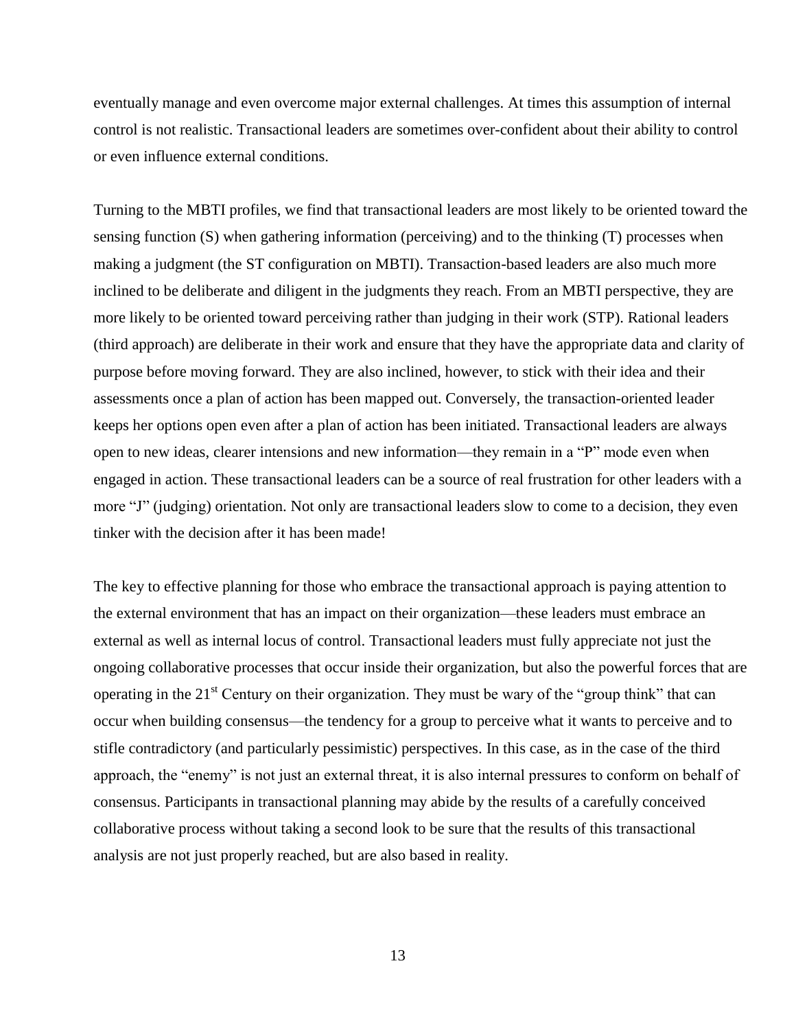eventually manage and even overcome major external challenges. At times this assumption of internal control is not realistic. Transactional leaders are sometimes over-confident about their ability to control or even influence external conditions.

Turning to the MBTI profiles, we find that transactional leaders are most likely to be oriented toward the sensing function (S) when gathering information (perceiving) and to the thinking (T) processes when making a judgment (the ST configuration on MBTI). Transaction-based leaders are also much more inclined to be deliberate and diligent in the judgments they reach. From an MBTI perspective, they are more likely to be oriented toward perceiving rather than judging in their work (STP). Rational leaders (third approach) are deliberate in their work and ensure that they have the appropriate data and clarity of purpose before moving forward. They are also inclined, however, to stick with their idea and their assessments once a plan of action has been mapped out. Conversely, the transaction-oriented leader keeps her options open even after a plan of action has been initiated. Transactional leaders are always open to new ideas, clearer intensions and new information—they remain in a "P" mode even when engaged in action. These transactional leaders can be a source of real frustration for other leaders with a more "J" (judging) orientation. Not only are transactional leaders slow to come to a decision, they even tinker with the decision after it has been made!

The key to effective planning for those who embrace the transactional approach is paying attention to the external environment that has an impact on their organization—these leaders must embrace an external as well as internal locus of control. Transactional leaders must fully appreciate not just the ongoing collaborative processes that occur inside their organization, but also the powerful forces that are operating in the 21st Century on their organization. They must be wary of the "group think" that can occur when building consensus—the tendency for a group to perceive what it wants to perceive and to stifle contradictory (and particularly pessimistic) perspectives. In this case, as in the case of the third approach, the "enemy" is not just an external threat, it is also internal pressures to conform on behalf of consensus. Participants in transactional planning may abide by the results of a carefully conceived collaborative process without taking a second look to be sure that the results of this transactional analysis are not just properly reached, but are also based in reality.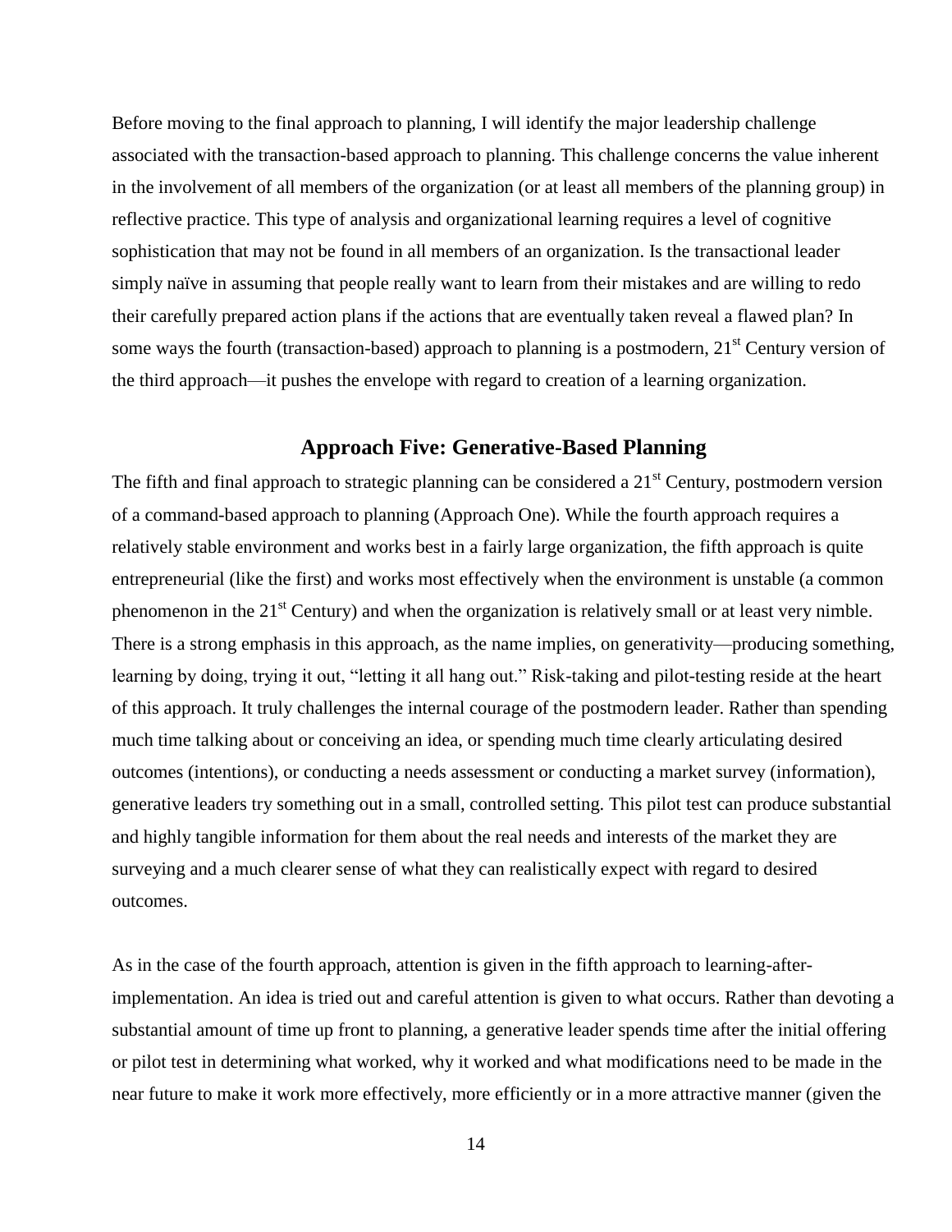Before moving to the final approach to planning, I will identify the major leadership challenge associated with the transaction-based approach to planning. This challenge concerns the value inherent in the involvement of all members of the organization (or at least all members of the planning group) in reflective practice. This type of analysis and organizational learning requires a level of cognitive sophistication that may not be found in all members of an organization. Is the transactional leader simply naïve in assuming that people really want to learn from their mistakes and are willing to redo their carefully prepared action plans if the actions that are eventually taken reveal a flawed plan? In some ways the fourth (transaction-based) approach to planning is a postmodern, 21st Century version of the third approach—it pushes the envelope with regard to creation of a learning organization.

## Approach Five: Generative-Based Planning

The fifth and final approach to strategic planning can be considered a 21st Century, postmodern version of a command-based approach to planning (Approach One). While the fourth approach requires a relatively stable environment and works best in a fairly large organization, the fifth approach is quite entrepreneurial (like the first) and works most effectively when the environment is unstable (a common phenomenon in the 21st Century) and when the organization is relatively small or at least very nimble. There is a strong emphasis in this approach, as the name implies, on generativity—producing something, learning by doing, trying it out, "letting it all hang out." Risk-taking and pilot-testing reside at the heart of this approach. It truly challenges the internal courage of the postmodern leader. Rather than spending much time talking about or conceiving an idea, or spending much time clearly articulating desired outcomes (intentions), or conducting a needs assessment or conducting a market survey (information), generative leaders try something out in a small, controlled setting. This pilot test can produce substantial and highly tangible information for them about the real needs and interests of the market they are surveying and a much clearer sense of what they can realistically expect with regard to desired outcomes.

As in the case of the fourth approach, attention is given in the fifth approach to learning-after-implementation. An idea is tried out and careful attention is given to what occurs. Rather than devoting a substantial amount of time up front to planning, a generative leader spends time after the initial offering or pilot test in determining what worked, why it worked and what modifications need to be made in the near future to make it work more effectively, more efficiently or in a more attractive manner (given the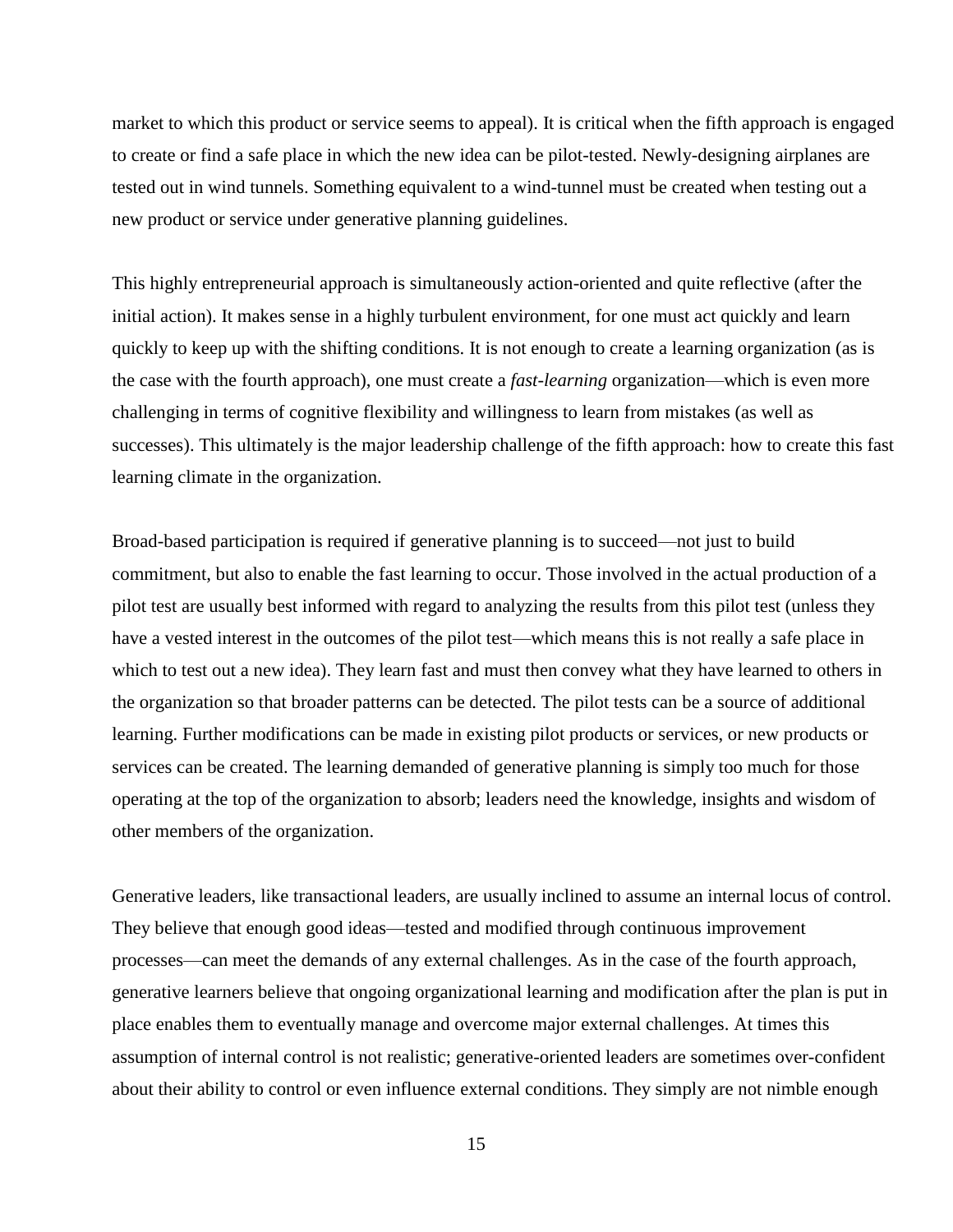market to which this product or service seems to appeal). It is critical when the fifth approach is engaged to create or find a safe place in which the new idea can be pilot-tested. Newly-designing airplanes are tested out in wind tunnels. Something equivalent to a wind-tunnel must be created when testing out a new product or service under generative planning guidelines.

This highly entrepreneurial approach is simultaneously action-oriented and quite reflective (after the initial action). It makes sense in a highly turbulent environment, for one must act quickly and learn quickly to keep up with the shifting conditions. It is not enough to create a learning organization (as is the case with the fourth approach), one must create a *fast-learning* organization—which is even more challenging in terms of cognitive flexibility and willingness to learn from mistakes (as well as successes). This ultimately is the major leadership challenge of the fifth approach: how to create this fast learning climate in the organization.

Broad-based participation is required if generative planning is to succeed—not just to build commitment, but also to enable the fast learning to occur. Those involved in the actual production of a pilot test are usually best informed with regard to analyzing the results from this pilot test (unless they have a vested interest in the outcomes of the pilot test—which means this is not really a safe place in which to test out a new idea). They learn fast and must then convey what they have learned to others in the organization so that broader patterns can be detected. The pilot tests can be a source of additional learning. Further modifications can be made in existing pilot products or services, or new products or services can be created. The learning demanded of generative planning is simply too much for those operating at the top of the organization to absorb; leaders need the knowledge, insights and wisdom of other members of the organization.

Generative leaders, like transactional leaders, are usually inclined to assume an internal locus of control. They believe that enough good ideas—tested and modified through continuous improvement processes—can meet the demands of any external challenges. As in the case of the fourth approach, generative learners believe that ongoing organizational learning and modification after the plan is put in place enables them to eventually manage and overcome major external challenges. At times this assumption of internal control is not realistic; generative-oriented leaders are sometimes over-confident about their ability to control or even influence external conditions. They simply are not nimble enough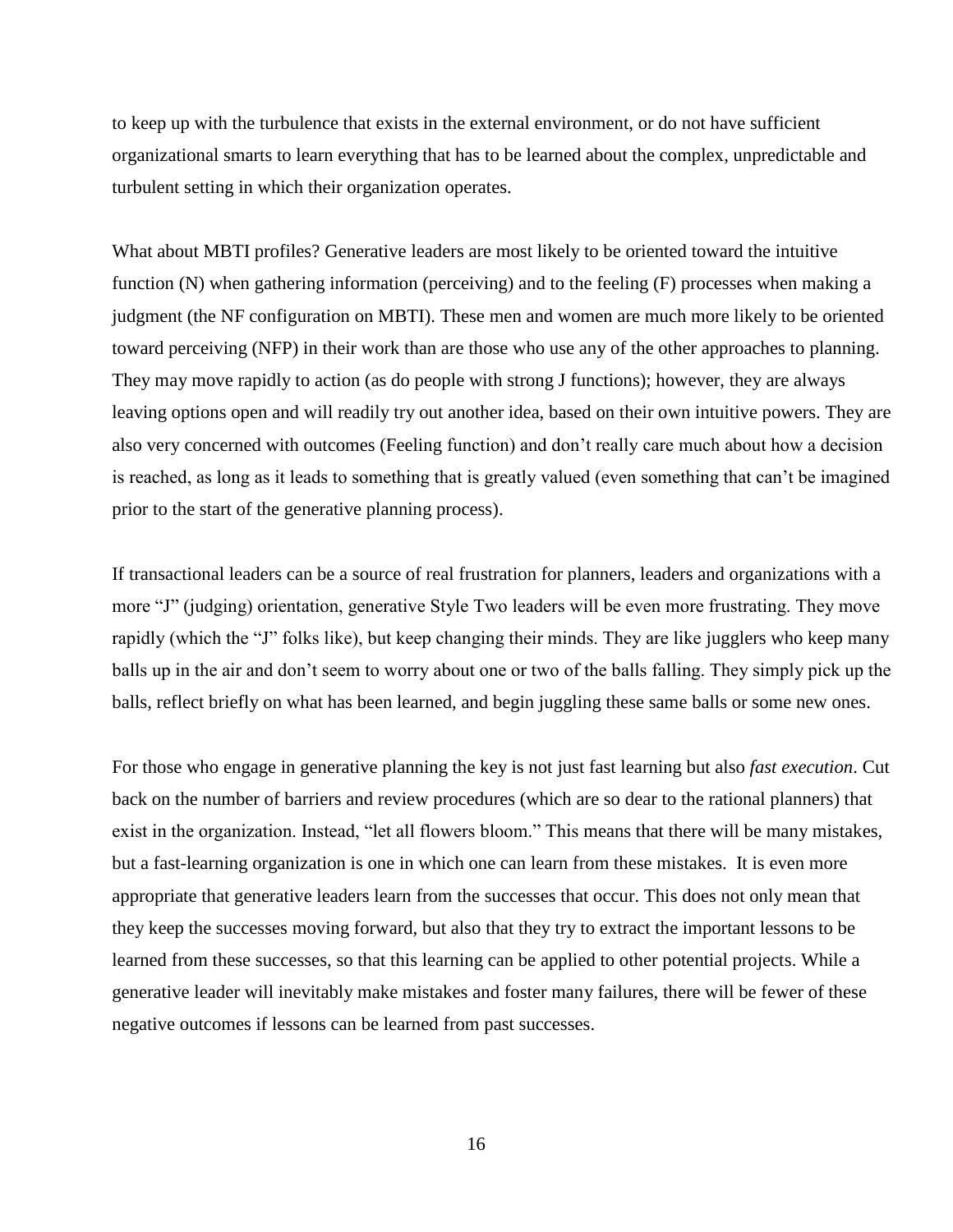to keep up with the turbulence that exists in the external environment, or do not have sufficient organizational smarts to learn everything that has to be learned about the complex, unpredictable and turbulent setting in which their organization operates.

What about MBTI profiles? Generative leaders are most likely to be oriented toward the intuitive function (N) when gathering information (perceiving) and to the feeling (F) processes when making a judgment (the NF configuration on MBTI). These men and women are much more likely to be oriented toward perceiving (NFP) in their work than are those who use any of the other approaches to planning. They may move rapidly to action (as do people with strong J functions); however, they are always leaving options open and will readily try out another idea, based on their own intuitive powers. They are also very concerned with outcomes (Feeling function) and don't really care much about how a decision is reached, as long as it leads to something that is greatly valued (even something that can't be imagined prior to the start of the generative planning process).

If transactional leaders can be a source of real frustration for planners, leaders and organizations with a more "J" (judging) orientation, generative Style Two leaders will be even more frustrating. They move rapidly (which the "J" folks like), but keep changing their minds. They are like jugglers who keep many balls up in the air and don't seem to worry about one or two of the balls falling. They simply pick up the balls, reflect briefly on what has been learned, and begin juggling these same balls or some new ones.

For those who engage in generative planning the key is not just fast learning but also *fast execution*. Cut back on the number of barriers and review procedures (which are so dear to the rational planners) that exist in the organization. Instead, "let all flowers bloom." This means that there will be many mistakes, but a fast-learning organization is one in which one can learn from these mistakes. It is even more appropriate that generative leaders learn from the successes that occur. This does not only mean that they keep the successes moving forward, but also that they try to extract the important lessons to be learned from these successes, so that this learning can be applied to other potential projects. While a generative leader will inevitably make mistakes and foster many failures, there will be fewer of these negative outcomes if lessons can be learned from past successes.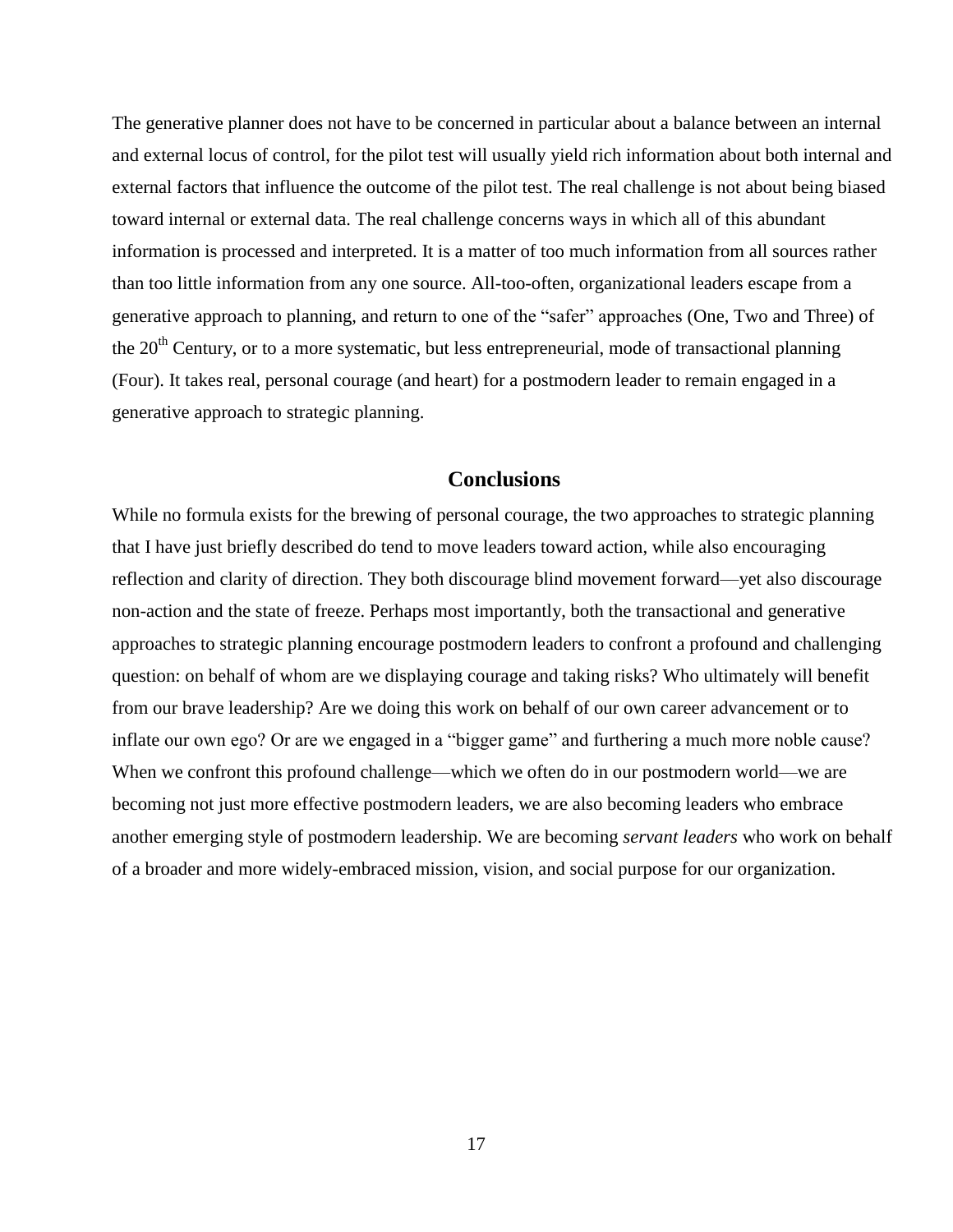The generative planner does not have to be concerned in particular about a balance between an internal and external locus of control, for the pilot test will usually yield rich information about both internal and external factors that influence the outcome of the pilot test. The real challenge is not about being biased toward internal or external data. The real challenge concerns ways in which all of this abundant information is processed and interpreted. It is a matter of too much information from all sources rather than too little information from any one source. All-too-often, organizational leaders escape from a generative approach to planning, and return to one of the "safer" approaches (One, Two and Three) of the 20th Century, or to a more systematic, but less entrepreneurial, mode of transactional planning (Four). It takes real, personal courage (and heart) for a postmodern leader to remain engaged in a generative approach to strategic planning.

## Conclusions

While no formula exists for the brewing of personal courage, the two approaches to strategic planning that I have just briefly described do tend to move leaders toward action, while also encouraging reflection and clarity of direction. They both discourage blind movement forward—yet also discourage non-action and the state of freeze. Perhaps most importantly, both the transactional and generative approaches to strategic planning encourage postmodern leaders to confront a profound and challenging question: on behalf of whom are we displaying courage and taking risks? Who ultimately will benefit from our brave leadership? Are we doing this work on behalf of our own career advancement or to inflate our own ego? Or are we engaged in a "bigger game" and furthering a much more noble cause? When we confront this profound challenge—which we often do in our postmodern world—we are becoming not just more effective postmodern leaders, we are also becoming leaders who embrace another emerging style of postmodern leadership. We are becoming *servant leaders* who work on behalf of a broader and more widely-embraced mission, vision, and social purpose for our organization.